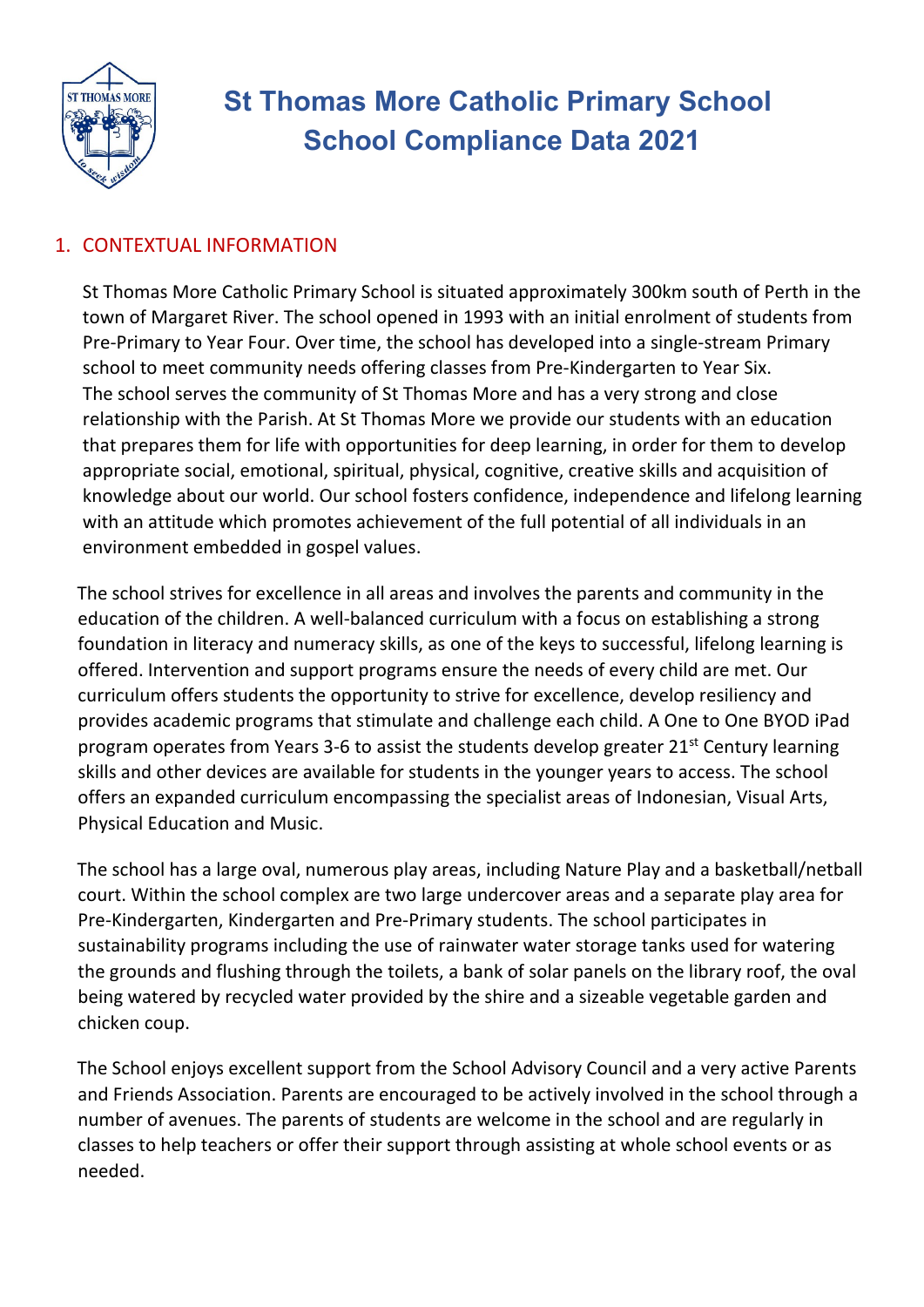# St Thomas More Catholic Primary School
# School Compliance Data 2021

## 1. CONTEXTUAL INFORMATION

St Thomas More Catholic Primary School is situated approximately 300km south of Perth in the town of Margaret River. The school opened in 1993 with an initial enrolment of students from Pre-Primary to Year Four. Over time, the school has developed into a single-stream Primary school to meet community needs offering classes from Pre-Kindergarten to Year Six. The school serves the community of St Thomas More and has a very strong and close relationship with the Parish. At St Thomas More we provide our students with an education that prepares them for life with opportunities for deep learning, in order for them to develop appropriate social, emotional, spiritual, physical, cognitive, creative skills and acquisition of knowledge about our world. Our school fosters confidence, independence and lifelong learning with an attitude which promotes achievement of the full potential of all individuals in an environment embedded in gospel values.

The school strives for excellence in all areas and involves the parents and community in the education of the children. A well-balanced curriculum with a focus on establishing a strong foundation in literacy and numeracy skills, as one of the keys to successful, lifelong learning is offered. Intervention and support programs ensure the needs of every child are met. Our curriculum offers students the opportunity to strive for excellence, develop resiliency and provides academic programs that stimulate and challenge each child. A One to One BYOD iPad program operates from Years 3-6 to assist the students develop greater 21st Century learning skills and other devices are available for students in the younger years to access. The school offers an expanded curriculum encompassing the specialist areas of Indonesian, Visual Arts, Physical Education and Music.

The school has a large oval, numerous play areas, including Nature Play and a basketball/netball court. Within the school complex are two large undercover areas and a separate play area for Pre-Kindergarten, Kindergarten and Pre-Primary students. The school participates in sustainability programs including the use of rainwater water storage tanks used for watering the grounds and flushing through the toilets, a bank of solar panels on the library roof, the oval being watered by recycled water provided by the shire and a sizeable vegetable garden and chicken coup.

The School enjoys excellent support from the School Advisory Council and a very active Parents and Friends Association. Parents are encouraged to be actively involved in the school through a number of avenues. The parents of students are welcome in the school and are regularly in classes to help teachers or offer their support through assisting at whole school events or as needed.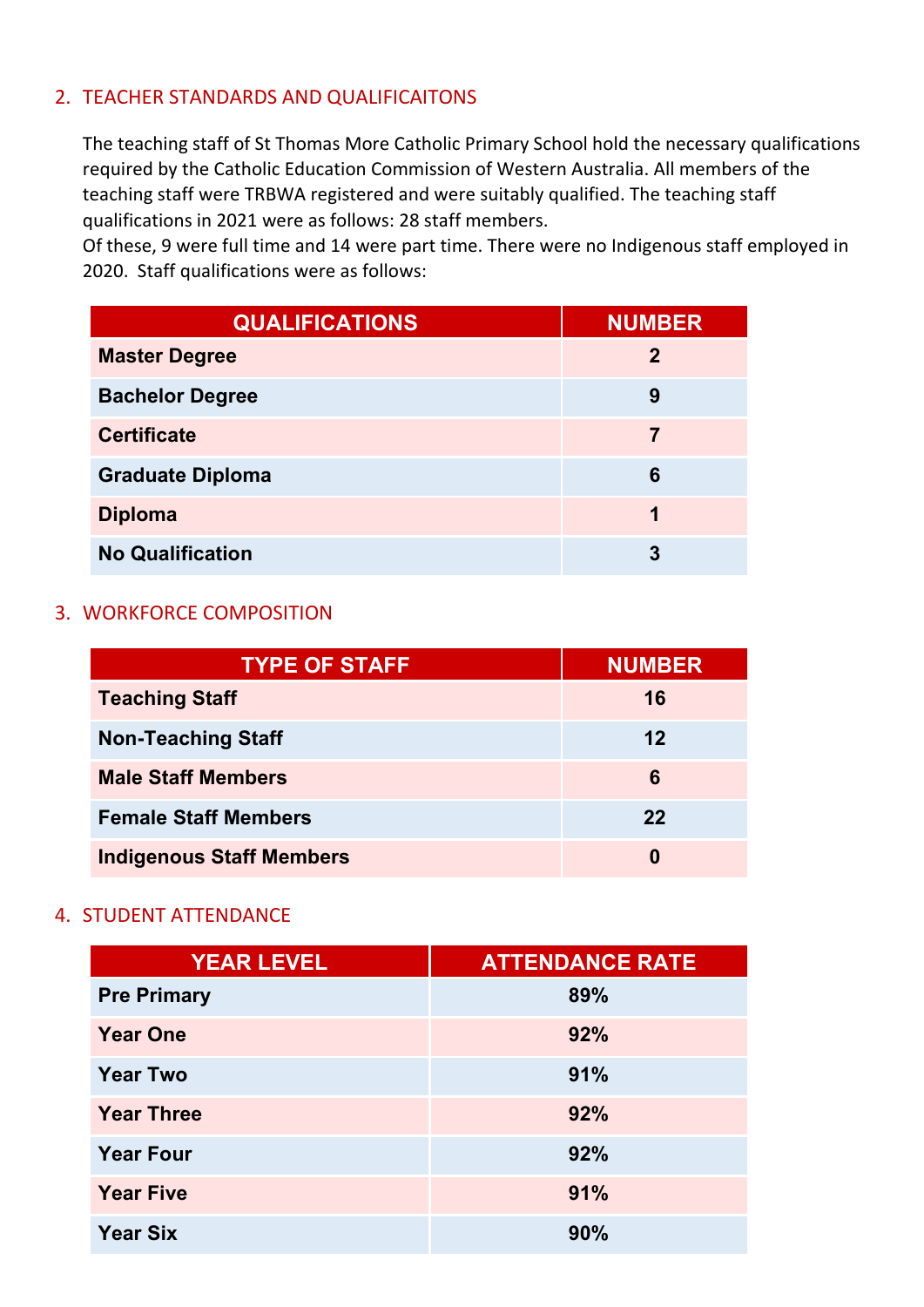## 2. TEACHER STANDARDS AND QUALIFICAITONS

The teaching staff of St Thomas More Catholic Primary School hold the necessary qualifications required by the Catholic Education Commission of Western Australia. All members of the teaching staff were TRBWA registered and were suitably qualified. The teaching staff qualifications in 2021 were as follows: 28 staff members.
Of these, 9 were full time and 14 were part time. There were no Indigenous staff employed in 2020. Staff qualifications were as follows:

| QUALIFICATIONS | NUMBER |
|---|---|
| Master Degree | 2 |
| Bachelor Degree | 9 |
| Certificate | 7 |
| Graduate Diploma | 6 |
| Diploma | 1 |
| No Qualification | 3 |

## 3. WORKFORCE COMPOSITION

| TYPE OF STAFF | NUMBER |
|---|---|
| Teaching Staff | 16 |
| Non-Teaching Staff | 12 |
| Male Staff Members | 6 |
| Female Staff Members | 22 |
| Indigenous Staff Members | 0 |

## 4. STUDENT ATTENDANCE

| YEAR LEVEL | ATTENDANCE RATE |
|---|---|
| Pre Primary | 89% |
| Year One | 92% |
| Year Two | 91% |
| Year Three | 92% |
| Year Four | 92% |
| Year Five | 91% |
| Year Six | 90% |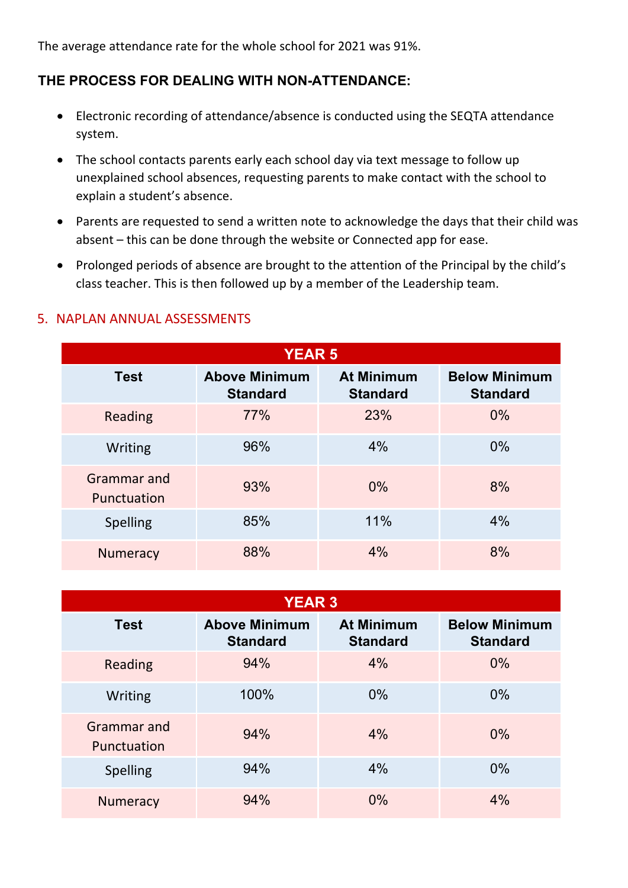The average attendance rate for the whole school for 2021 was 91%.

### THE PROCESS FOR DEALING WITH NON-ATTENDANCE:

- Electronic recording of attendance/absence is conducted using the SEQTA attendance system.
- The school contacts parents early each school day via text message to follow up unexplained school absences, requesting parents to make contact with the school to explain a student's absence.
- Parents are requested to send a written note to acknowledge the days that their child was absent – this can be done through the website or Connected app for ease.
- Prolonged periods of absence are brought to the attention of the Principal by the child's class teacher. This is then followed up by a member of the Leadership team.

## 5. NAPLAN ANNUAL ASSESSMENTS

| YEAR 5 | | | |
|---|---|---|---|
| **Test** | **Above Minimum Standard** | **At Minimum Standard** | **Below Minimum Standard** |
| Reading | 77% | 23% | 0% |
| Writing | 96% | 4% | 0% |
| Grammar and Punctuation | 93% | 0% | 8% |
| Spelling | 85% | 11% | 4% |
| Numeracy | 88% | 4% | 8% |

| YEAR 3 | | | |
|---|---|---|---|
| **Test** | **Above Minimum Standard** | **At Minimum Standard** | **Below Minimum Standard** |
| Reading | 94% | 4% | 0% |
| Writing | 100% | 0% | 0% |
| Grammar and Punctuation | 94% | 4% | 0% |
| Spelling | 94% | 4% | 0% |
| Numeracy | 94% | 0% | 4% |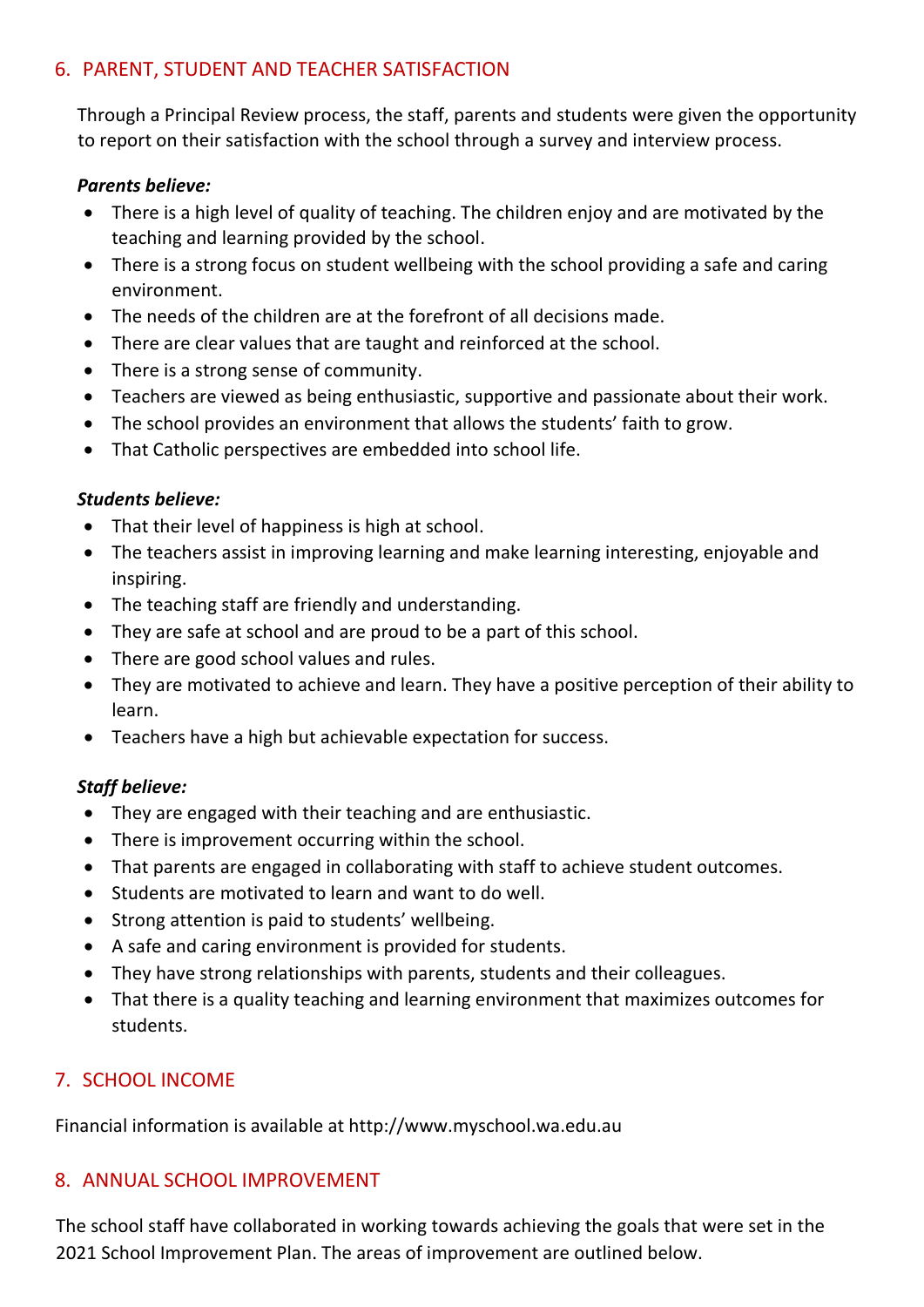## 6. PARENT, STUDENT AND TEACHER SATISFACTION

Through a Principal Review process, the staff, parents and students were given the opportunity to report on their satisfaction with the school through a survey and interview process.

***Parents believe:***

- There is a high level of quality of teaching. The children enjoy and are motivated by the teaching and learning provided by the school.
- There is a strong focus on student wellbeing with the school providing a safe and caring environment.
- The needs of the children are at the forefront of all decisions made.
- There are clear values that are taught and reinforced at the school.
- There is a strong sense of community.
- Teachers are viewed as being enthusiastic, supportive and passionate about their work.
- The school provides an environment that allows the students' faith to grow.
- That Catholic perspectives are embedded into school life.

***Students believe:***

- That their level of happiness is high at school.
- The teachers assist in improving learning and make learning interesting, enjoyable and inspiring.
- The teaching staff are friendly and understanding.
- They are safe at school and are proud to be a part of this school.
- There are good school values and rules.
- They are motivated to achieve and learn. They have a positive perception of their ability to learn.
- Teachers have a high but achievable expectation for success.

***Staff believe:***

- They are engaged with their teaching and are enthusiastic.
- There is improvement occurring within the school.
- That parents are engaged in collaborating with staff to achieve student outcomes.
- Students are motivated to learn and want to do well.
- Strong attention is paid to students' wellbeing.
- A safe and caring environment is provided for students.
- They have strong relationships with parents, students and their colleagues.
- That there is a quality teaching and learning environment that maximizes outcomes for students.

## 7. SCHOOL INCOME

Financial information is available at http://www.myschool.wa.edu.au

## 8. ANNUAL SCHOOL IMPROVEMENT

The school staff have collaborated in working towards achieving the goals that were set in the 2021 School Improvement Plan. The areas of improvement are outlined below.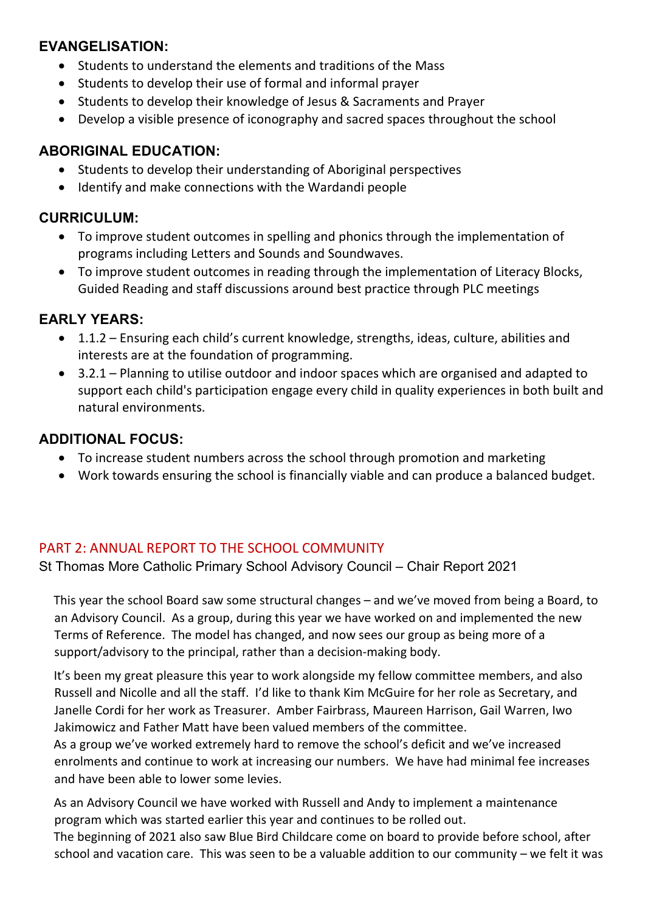### EVANGELISATION:

- Students to understand the elements and traditions of the Mass
- Students to develop their use of formal and informal prayer
- Students to develop their knowledge of Jesus & Sacraments and Prayer
- Develop a visible presence of iconography and sacred spaces throughout the school

### ABORIGINAL EDUCATION:

- Students to develop their understanding of Aboriginal perspectives
- Identify and make connections with the Wardandi people

### CURRICULUM:

- To improve student outcomes in spelling and phonics through the implementation of programs including Letters and Sounds and Soundwaves.
- To improve student outcomes in reading through the implementation of Literacy Blocks, Guided Reading and staff discussions around best practice through PLC meetings

### EARLY YEARS:

- 1.1.2 – Ensuring each child's current knowledge, strengths, ideas, culture, abilities and interests are at the foundation of programming.
- 3.2.1 – Planning to utilise outdoor and indoor spaces which are organised and adapted to support each child's participation engage every child in quality experiences in both built and natural environments.

### ADDITIONAL FOCUS:

- To increase student numbers across the school through promotion and marketing
- Work towards ensuring the school is financially viable and can produce a balanced budget.

## PART 2: ANNUAL REPORT TO THE SCHOOL COMMUNITY

St Thomas More Catholic Primary School Advisory Council – Chair Report 2021

This year the school Board saw some structural changes – and we've moved from being a Board, to an Advisory Council. As a group, during this year we have worked on and implemented the new Terms of Reference. The model has changed, and now sees our group as being more of a support/advisory to the principal, rather than a decision-making body.

It's been my great pleasure this year to work alongside my fellow committee members, and also Russell and Nicolle and all the staff. I'd like to thank Kim McGuire for her role as Secretary, and Janelle Cordi for her work as Treasurer. Amber Fairbrass, Maureen Harrison, Gail Warren, Iwo Jakimowicz and Father Matt have been valued members of the committee.
As a group we've worked extremely hard to remove the school's deficit and we've increased enrolments and continue to work at increasing our numbers. We have had minimal fee increases and have been able to lower some levies.

As an Advisory Council we have worked with Russell and Andy to implement a maintenance program which was started earlier this year and continues to be rolled out.
The beginning of 2021 also saw Blue Bird Childcare come on board to provide before school, after school and vacation care. This was seen to be a valuable addition to our community – we felt it was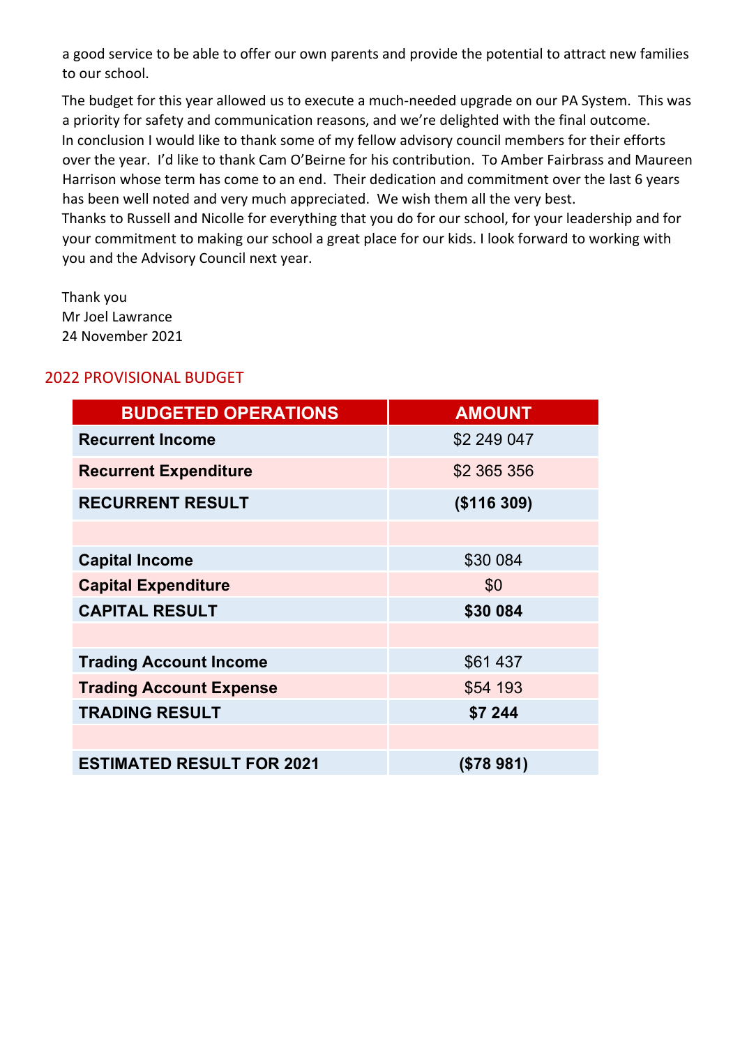a good service to be able to offer our own parents and provide the potential to attract new families to our school.

The budget for this year allowed us to execute a much-needed upgrade on our PA System. This was a priority for safety and communication reasons, and we're delighted with the final outcome.
In conclusion I would like to thank some of my fellow advisory council members for their efforts over the year. I'd like to thank Cam O'Beirne for his contribution. To Amber Fairbrass and Maureen Harrison whose term has come to an end. Their dedication and commitment over the last 6 years has been well noted and very much appreciated. We wish them all the very best.
Thanks to Russell and Nicolle for everything that you do for our school, for your leadership and for your commitment to making our school a great place for our kids. I look forward to working with you and the Advisory Council next year.

Thank you
Mr Joel Lawrance
24 November 2021

## 2022 PROVISIONAL BUDGET

| BUDGETED OPERATIONS | AMOUNT |
|---|---|
| **Recurrent Income** | $2 249 047 |
| **Recurrent Expenditure** | $2 365 356 |
| **RECURRENT RESULT** | **($116 309)** |
| | |
| **Capital Income** | $30 084 |
| **Capital Expenditure** | $0 |
| **CAPITAL RESULT** | **$30 084** |
| | |
| **Trading Account Income** | $61 437 |
| **Trading Account Expense** | $54 193 |
| **TRADING RESULT** | **$7 244** |
| | |
| **ESTIMATED RESULT FOR 2021** | **($78 981)** |